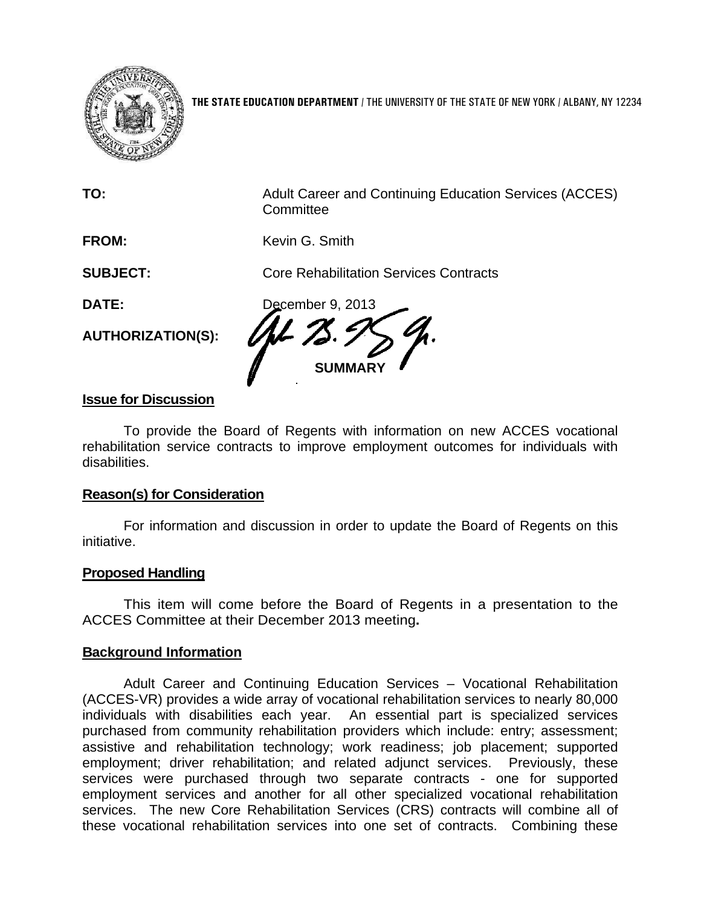THE STATE EDUCATION DEPARTMENT / THE UNIVERSITY OF THE STATE OF NEW YORK / ALBANY, NY 12234

**TO:** Adult Career and Continuing Education Services (ACCES) Committee

**FROM:** Kevin G. Smith

**SUBJECT:** Core Rehabilitation Services Contracts

**DATE:** December 9, 2013

**AUTHORIZATION(S):**

## SUMMARY

**Issue for Discussion**

To provide the Board of Regents with information on new ACCES vocational rehabilitation service contracts to improve employment outcomes for individuals with disabilities.

**Reason(s) for Consideration**

For information and discussion in order to update the Board of Regents on this initiative.

**Proposed Handling**

This item will come before the Board of Regents in a presentation to the ACCES Committee at their December 2013 meeting**.**

**Background Information**

Adult Career and Continuing Education Services – Vocational Rehabilitation (ACCES-VR) provides a wide array of vocational rehabilitation services to nearly 80,000 individuals with disabilities each year. An essential part is specialized services purchased from community rehabilitation providers which include: entry; assessment; assistive and rehabilitation technology; work readiness; job placement; supported employment; driver rehabilitation; and related adjunct services. Previously, these services were purchased through two separate contracts - one for supported employment services and another for all other specialized vocational rehabilitation services. The new Core Rehabilitation Services (CRS) contracts will combine all of these vocational rehabilitation services into one set of contracts. Combining these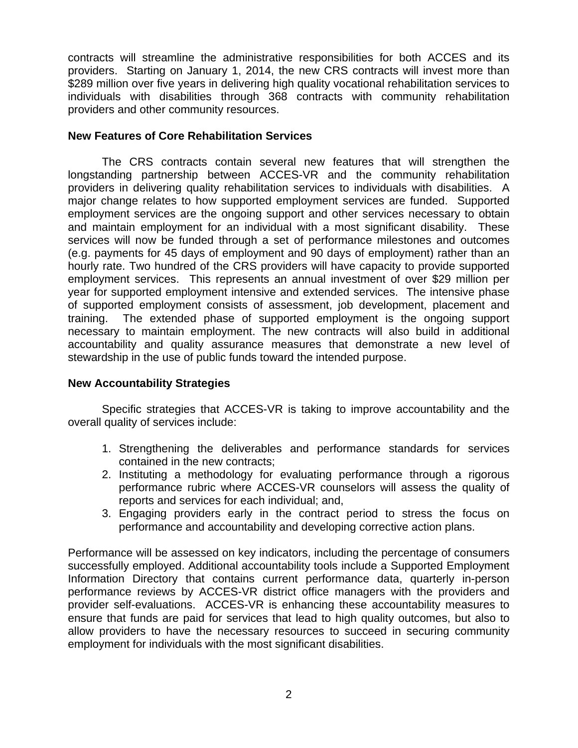contracts will streamline the administrative responsibilities for both ACCES and its providers. Starting on January 1, 2014, the new CRS contracts will invest more than $289 million over five years in delivering high quality vocational rehabilitation services to individuals with disabilities through 368 contracts with community rehabilitation providers and other community resources.

**New Features of Core Rehabilitation Services**

The CRS contracts contain several new features that will strengthen the longstanding partnership between ACCES-VR and the community rehabilitation providers in delivering quality rehabilitation services to individuals with disabilities. A major change relates to how supported employment services are funded. Supported employment services are the ongoing support and other services necessary to obtain and maintain employment for an individual with a most significant disability. These services will now be funded through a set of performance milestones and outcomes (e.g. payments for 45 days of employment and 90 days of employment) rather than an hourly rate. Two hundred of the CRS providers will have capacity to provide supported employment services. This represents an annual investment of over $29 million per year for supported employment intensive and extended services. The intensive phase of supported employment consists of assessment, job development, placement and training. The extended phase of supported employment is the ongoing support necessary to maintain employment. The new contracts will also build in additional accountability and quality assurance measures that demonstrate a new level of stewardship in the use of public funds toward the intended purpose.

**New Accountability Strategies**

Specific strategies that ACCES-VR is taking to improve accountability and the overall quality of services include:

1. Strengthening the deliverables and performance standards for services contained in the new contracts;
2. Instituting a methodology for evaluating performance through a rigorous performance rubric where ACCES-VR counselors will assess the quality of reports and services for each individual; and,
3. Engaging providers early in the contract period to stress the focus on performance and accountability and developing corrective action plans.

Performance will be assessed on key indicators, including the percentage of consumers successfully employed. Additional accountability tools include a Supported Employment Information Directory that contains current performance data, quarterly in-person performance reviews by ACCES-VR district office managers with the providers and provider self-evaluations. ACCES-VR is enhancing these accountability measures to ensure that funds are paid for services that lead to high quality outcomes, but also to allow providers to have the necessary resources to succeed in securing community employment for individuals with the most significant disabilities.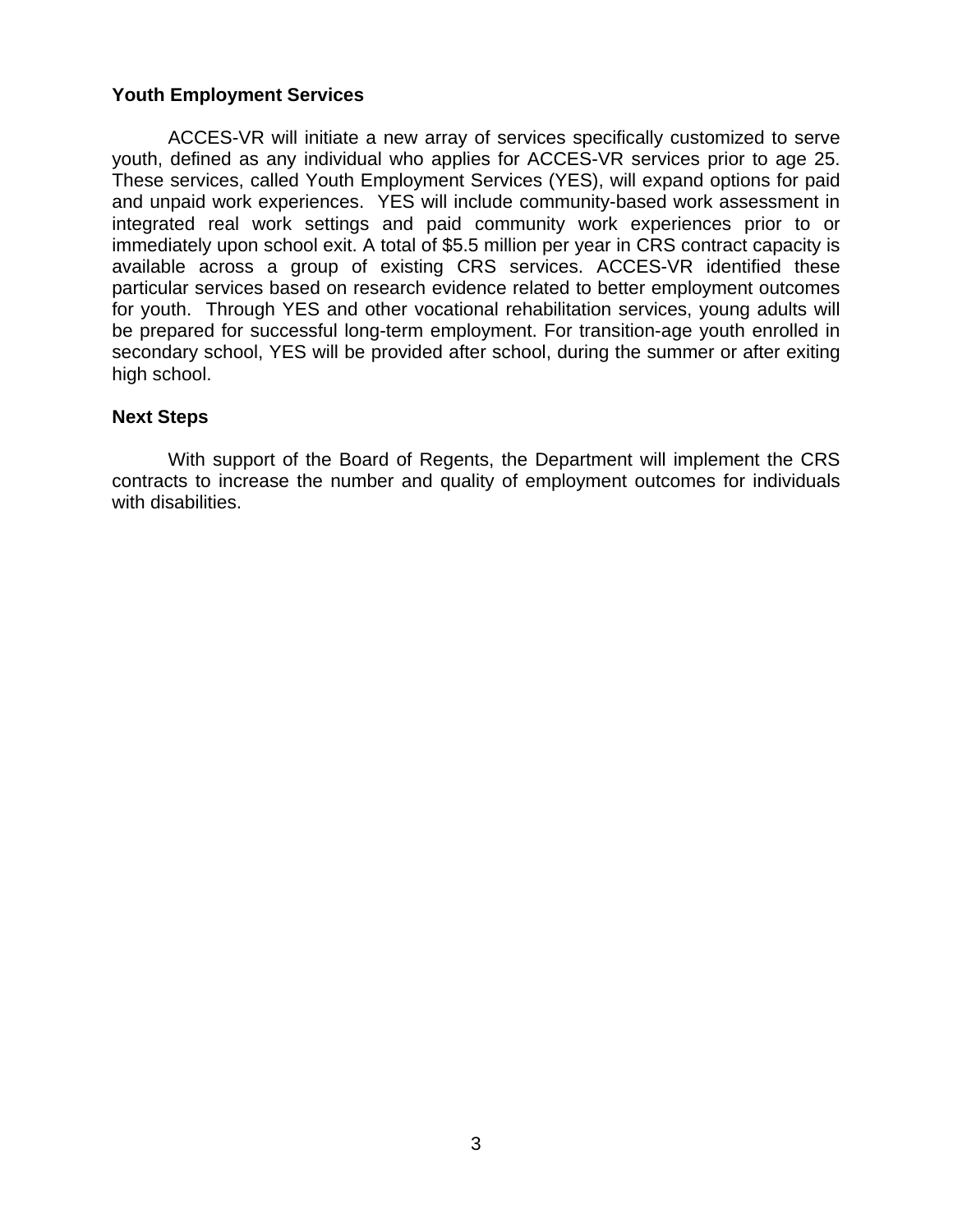**Youth Employment Services**

ACCES-VR will initiate a new array of services specifically customized to serve youth, defined as any individual who applies for ACCES-VR services prior to age 25. These services, called Youth Employment Services (YES), will expand options for paid and unpaid work experiences. YES will include community-based work assessment in integrated real work settings and paid community work experiences prior to or immediately upon school exit. A total of $5.5 million per year in CRS contract capacity is available across a group of existing CRS services. ACCES-VR identified these particular services based on research evidence related to better employment outcomes for youth. Through YES and other vocational rehabilitation services, young adults will be prepared for successful long-term employment. For transition-age youth enrolled in secondary school, YES will be provided after school, during the summer or after exiting high school.

**Next Steps**

With support of the Board of Regents, the Department will implement the CRS contracts to increase the number and quality of employment outcomes for individuals with disabilities.